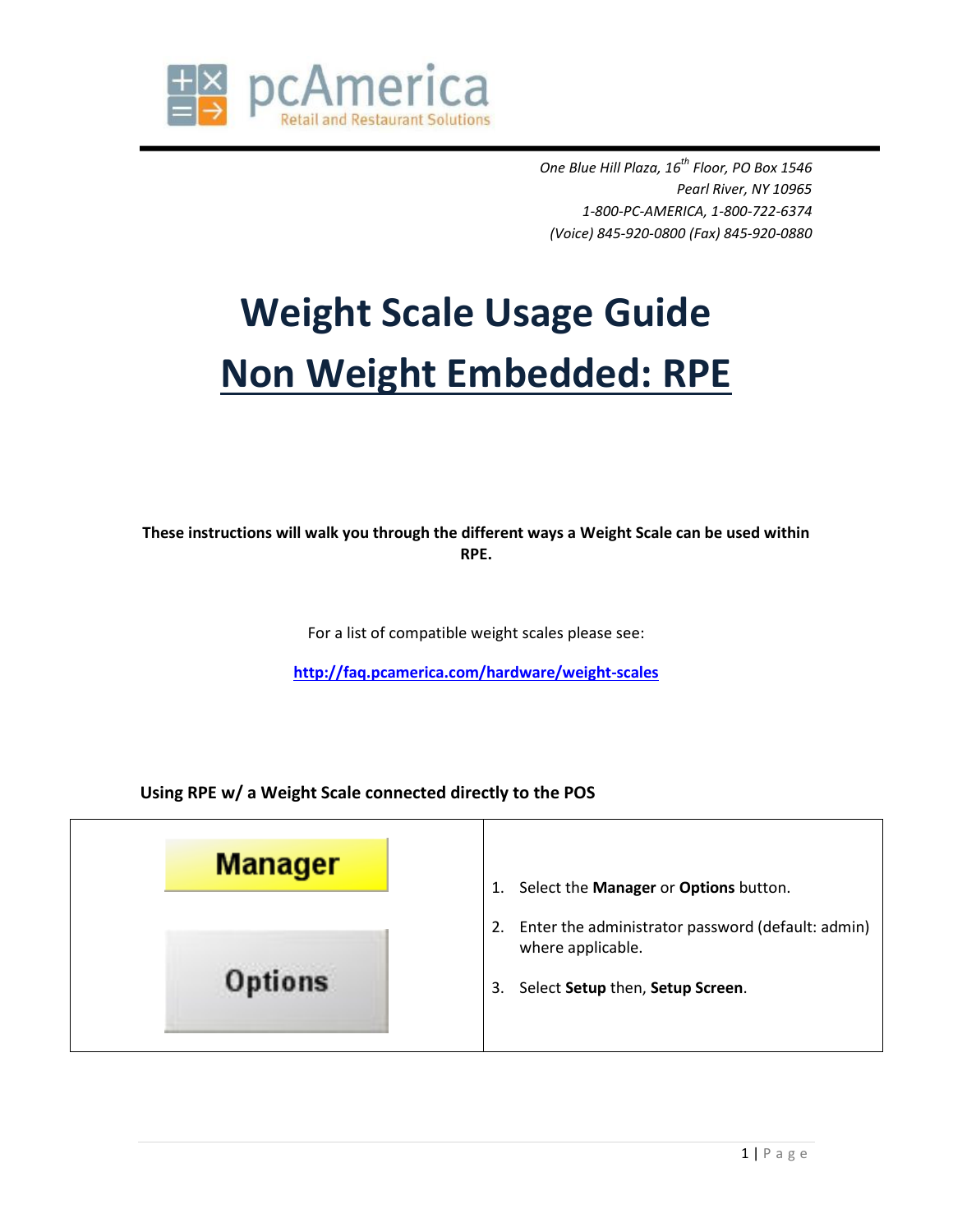pcAmerica
Retail and Restaurant Solutions

*One Blue Hill Plaza, 16th Floor, PO Box 1546*
*Pearl River, NY 10965*
*1-800-PC-AMERICA, 1-800-722-6374*
*(Voice) 845-920-0800 (Fax) 845-920-0880*

# Weight Scale Usage Guide

# Non Weight Embedded: RPE

**These instructions will walk you through the different ways a Weight Scale can be used within RPE.**

For a list of compatible weight scales please see:

**http://faq.pcamerica.com/hardware/weight-scales**

### Using RPE w/ a Weight Scale connected directly to the POS

| | |
|---|---|
| Manager<br><br>Options | 1. Select the **Manager** or **Options** button.<br>2. Enter the administrator password (default: admin) where applicable.<br>3. Select **Setup** then, **Setup Screen**. |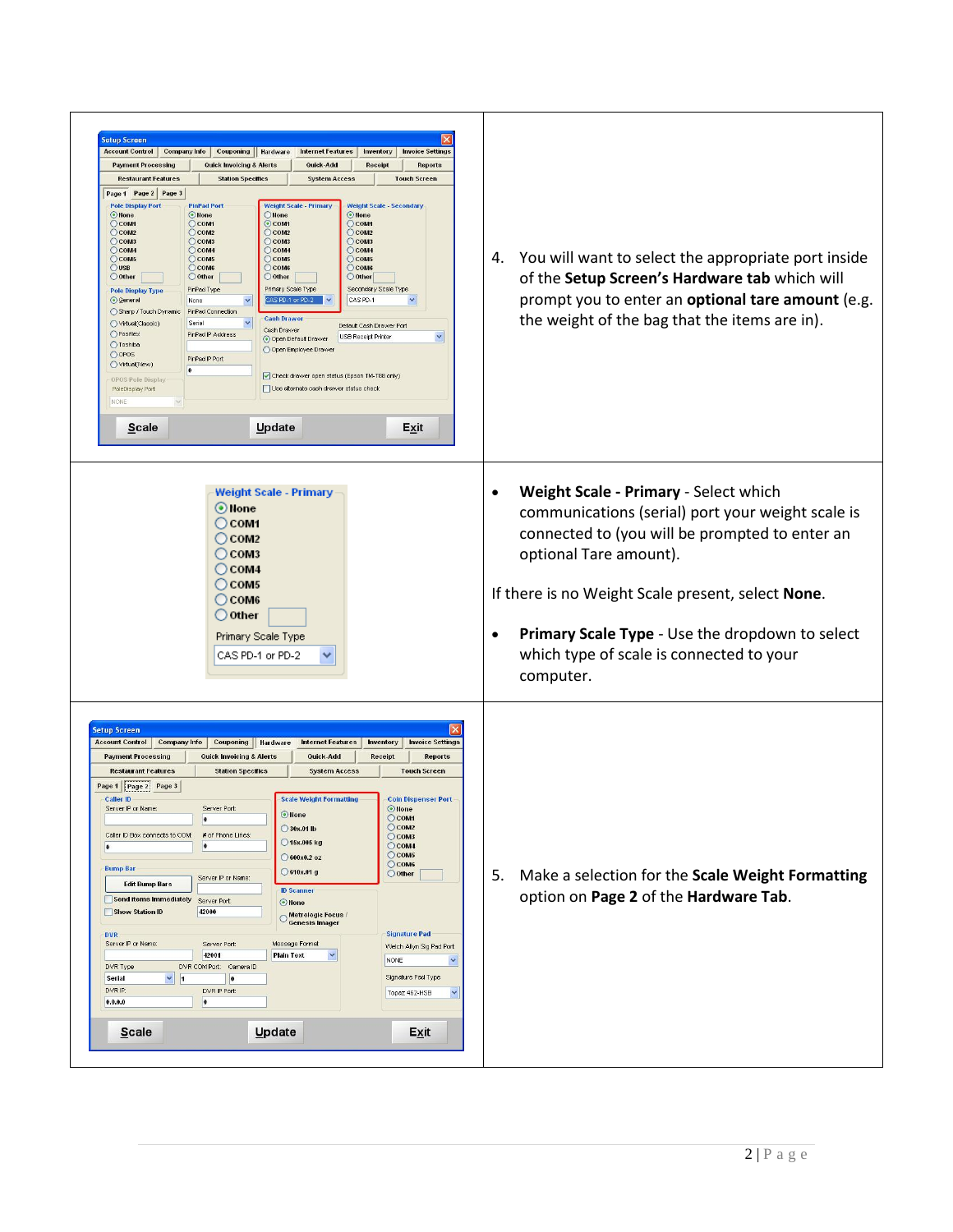4. You will want to select the appropriate port inside of the **Setup Screen's Hardware tab** which will prompt you to enter an **optional tare amount** (e.g. the weight of the bag that the items are in).

- **Weight Scale - Primary** - Select which communications (serial) port your weight scale is connected to (you will be prompted to enter an optional Tare amount).

If there is no Weight Scale present, select **None**.

- **Primary Scale Type** - Use the dropdown to select which type of scale is connected to your computer.

5. Make a selection for the **Scale Weight Formatting** option on **Page 2** of the **Hardware Tab**.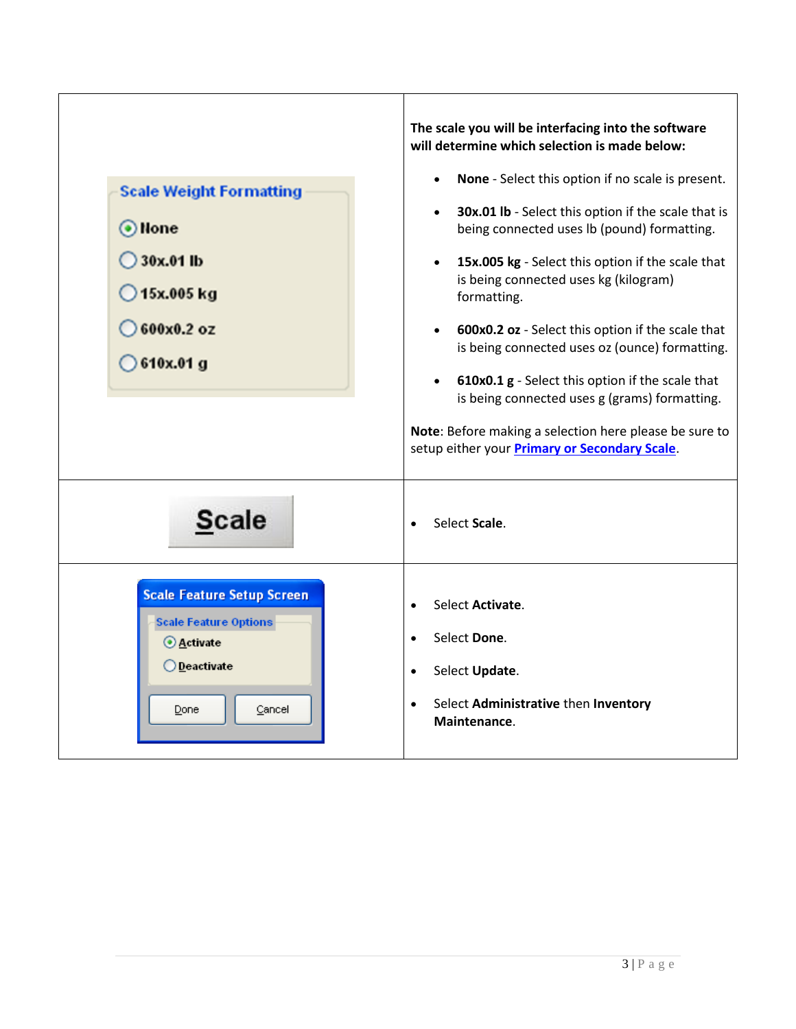| | |
|---|---|
| **Scale Weight Formatting**<br>None<br>30x.01 lb<br>15x.005 kg<br>600x0.2 oz<br>610x.01 g | **The scale you will be interfacing into the software will determine which selection is made below:**<br>• **None** - Select this option if no scale is present.<br>• **30x.01 lb** - Select this option if the scale that is being connected uses lb (pound) formatting.<br>• **15x.005 kg** - Select this option if the scale that is being connected uses kg (kilogram) formatting.<br>• **600x0.2 oz** - Select this option if the scale that is being connected uses oz (ounce) formatting.<br>• **610x0.1 g** - Select this option if the scale that is being connected uses g (grams) formatting.<br>**Note**: Before making a selection here please be sure to setup either your **Primary or Secondary Scale**. |
| Scale | • Select **Scale**. |
| **Scale Feature Setup Screen**<br>Scale Feature Options<br>Activate<br>Deactivate<br>Done Cancel | • Select **Activate**.<br>• Select **Done**.<br>• Select **Update**.<br>• Select **Administrative** then **Inventory Maintenance**. |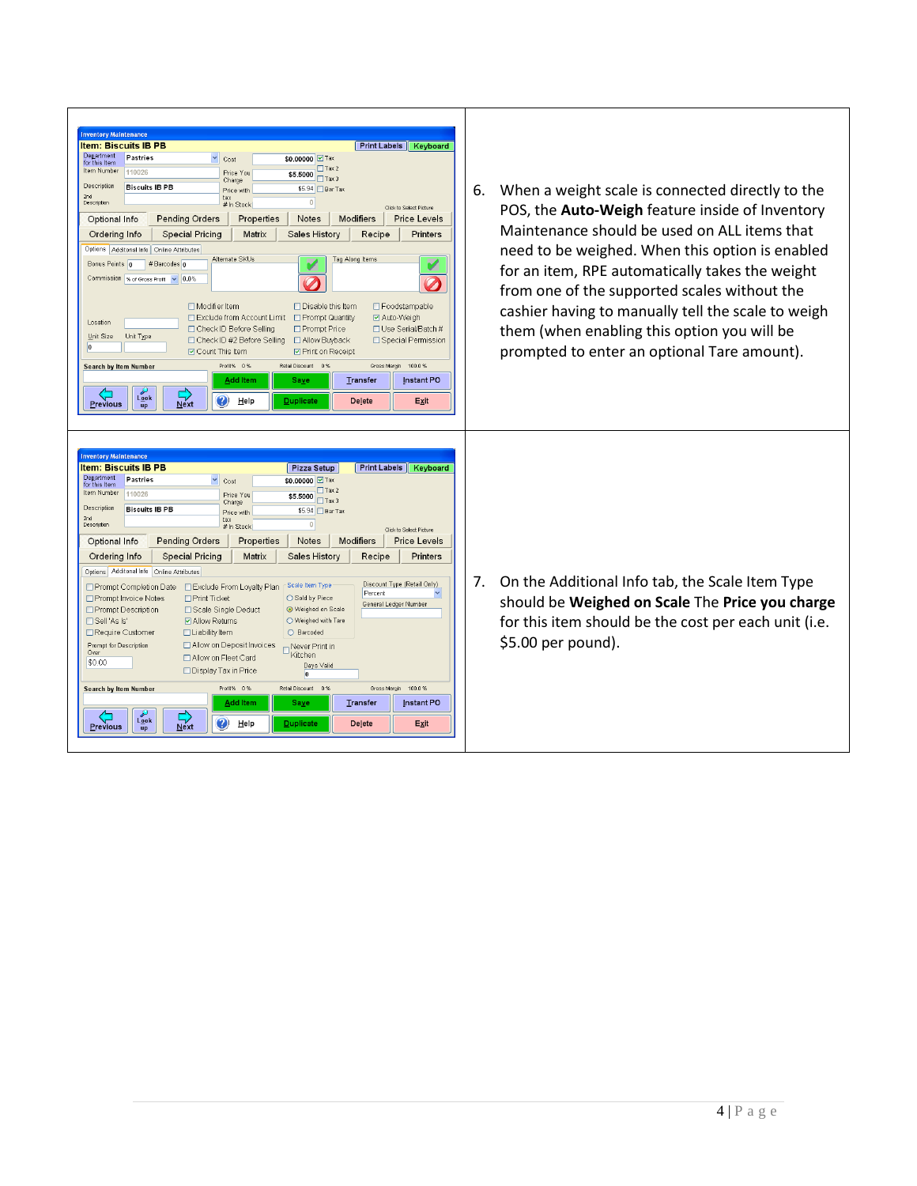6. When a weight scale is connected directly to the POS, the **Auto-Weigh** feature inside of Inventory Maintenance should be used on ALL items that need to be weighed. When this option is enabled for an item, RPE automatically takes the weight from one of the supported scales without the cashier having to manually tell the scale to weigh them (when enabling this option you will be prompted to enter an optional Tare amount).

7. On the Additional Info tab, the Scale Item Type should be **Weighed on Scale** The **Price you charge** for this item should be the cost per each unit (i.e. $5.00 per pound).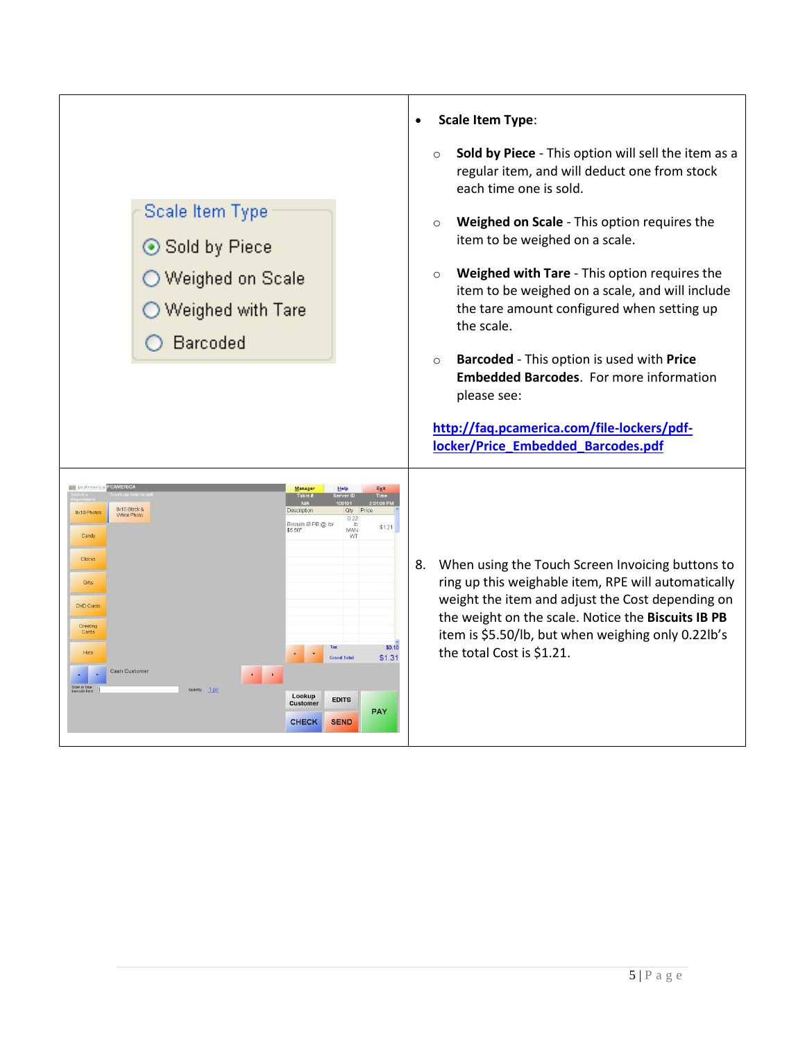- **Scale Item Type**:
  - **Sold by Piece** - This option will sell the item as a regular item, and will deduct one from stock each time one is sold.
  - **Weighed on Scale** - This option requires the item to be weighed on a scale.
  - **Weighed with Tare** - This option requires the item to be weighed on a scale, and will include the tare amount configured when setting up the scale.
  - **Barcoded** - This option is used with **Price Embedded Barcodes**. For more information please see:

  **http://faq.pcamerica.com/file-lockers/pdf-locker/Price_Embedded_Barcodes.pdf**

8. When using the Touch Screen Invoicing buttons to ring up this weighable item, RPE will automatically weight the item and adjust the Cost depending on the weight on the scale. Notice the **Biscuits IB PB** item is $5.50/lb, but when weighing only 0.22lb's the total Cost is $1.21.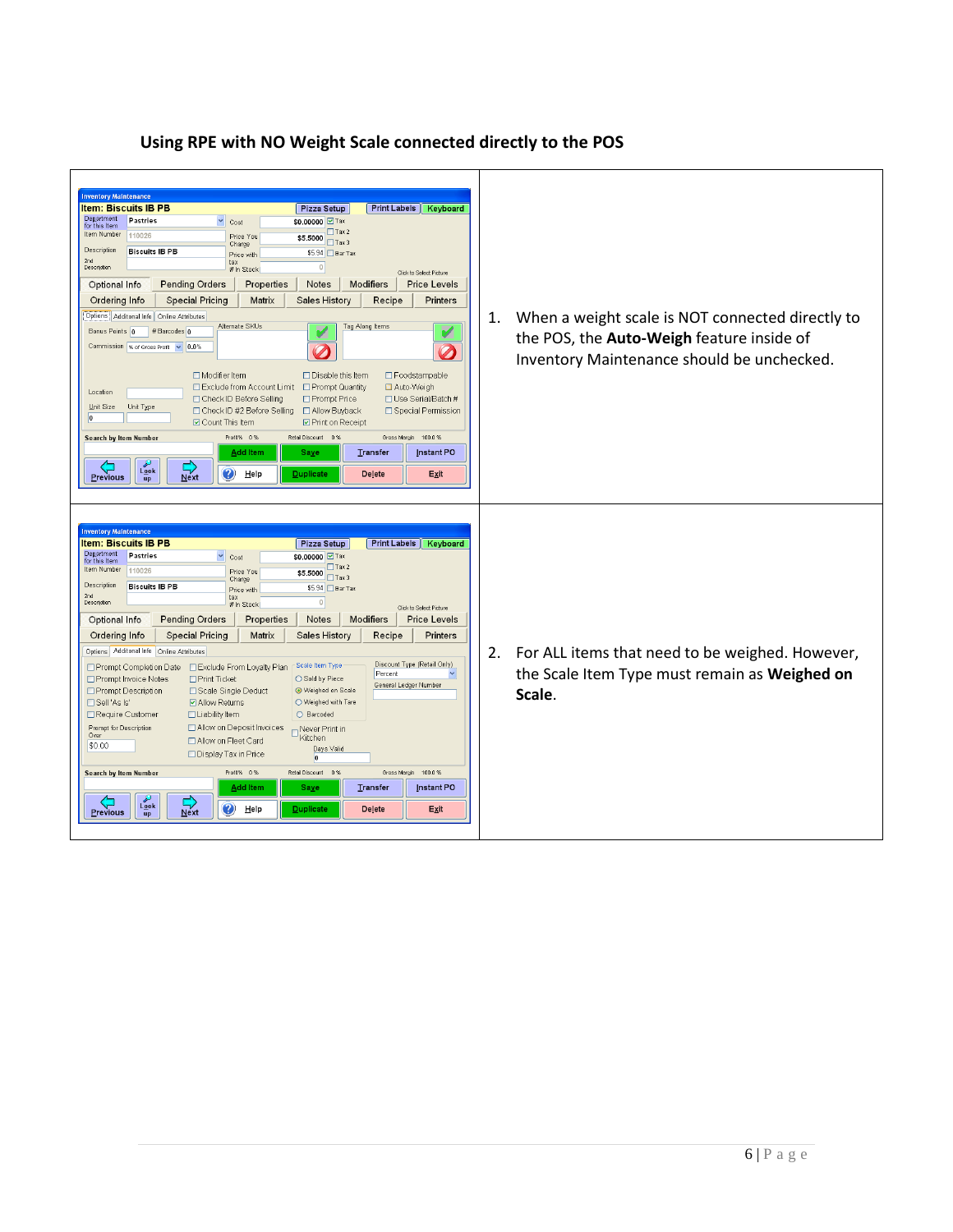## Using RPE with NO Weight Scale connected directly to the POS

| | |
|---|---|
| | 1. When a weight scale is NOT connected directly to the POS, the **Auto-Weigh** feature inside of Inventory Maintenance should be unchecked. |
| | 2. For ALL items that need to be weighed. However, the Scale Item Type must remain as **Weighed on Scale**. |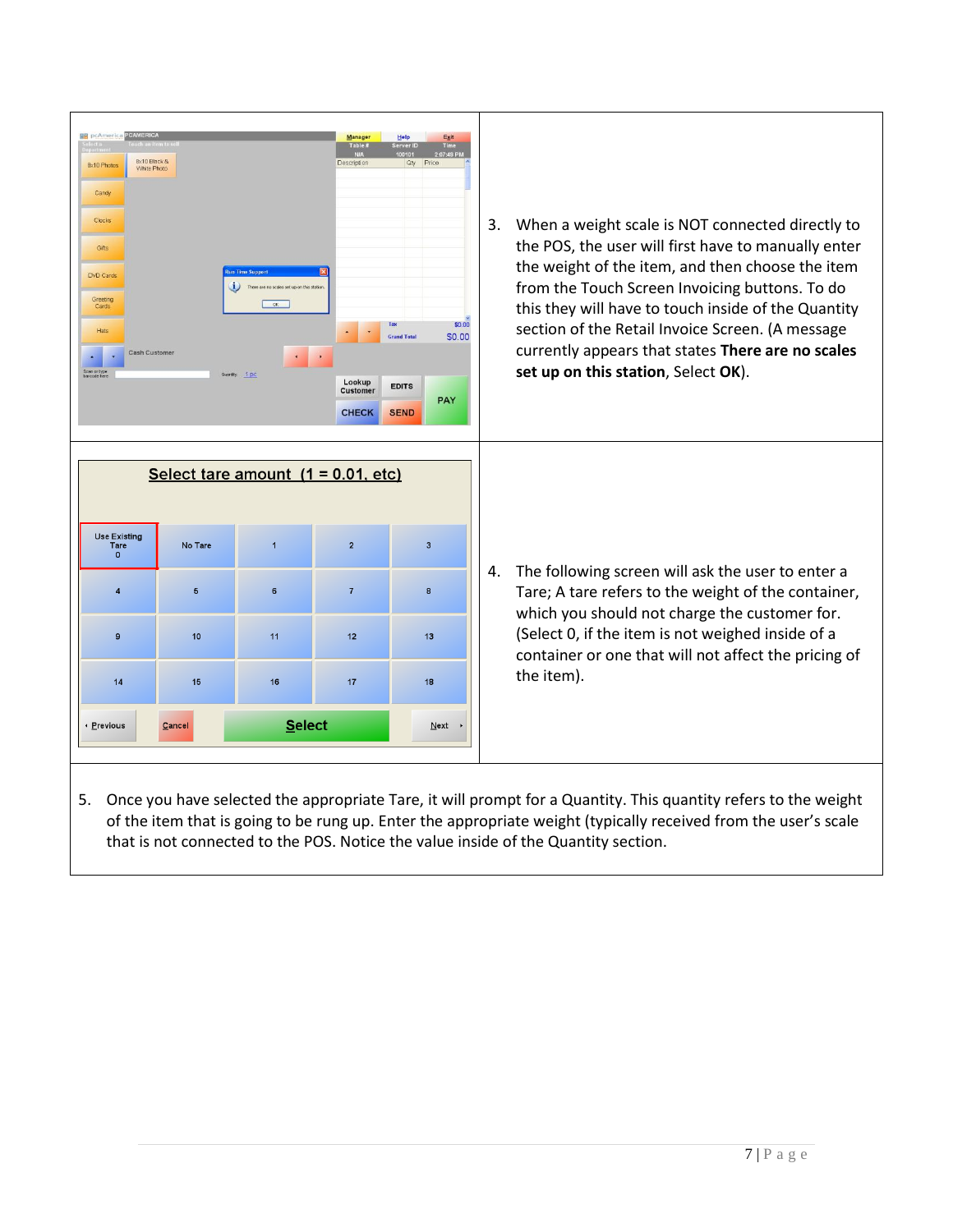3. When a weight scale is NOT connected directly to the POS, the user will first have to manually enter the weight of the item, and then choose the item from the Touch Screen Invoicing buttons. To do this they will have to touch inside of the Quantity section of the Retail Invoice Screen. (A message currently appears that states **There are no scales set up on this station**, Select **OK**).

4. The following screen will ask the user to enter a Tare; A tare refers to the weight of the container, which you should not charge the customer for. (Select 0, if the item is not weighed inside of a container or one that will not affect the pricing of the item).

5. Once you have selected the appropriate Tare, it will prompt for a Quantity. This quantity refers to the weight of the item that is going to be rung up. Enter the appropriate weight (typically received from the user's scale that is not connected to the POS. Notice the value inside of the Quantity section.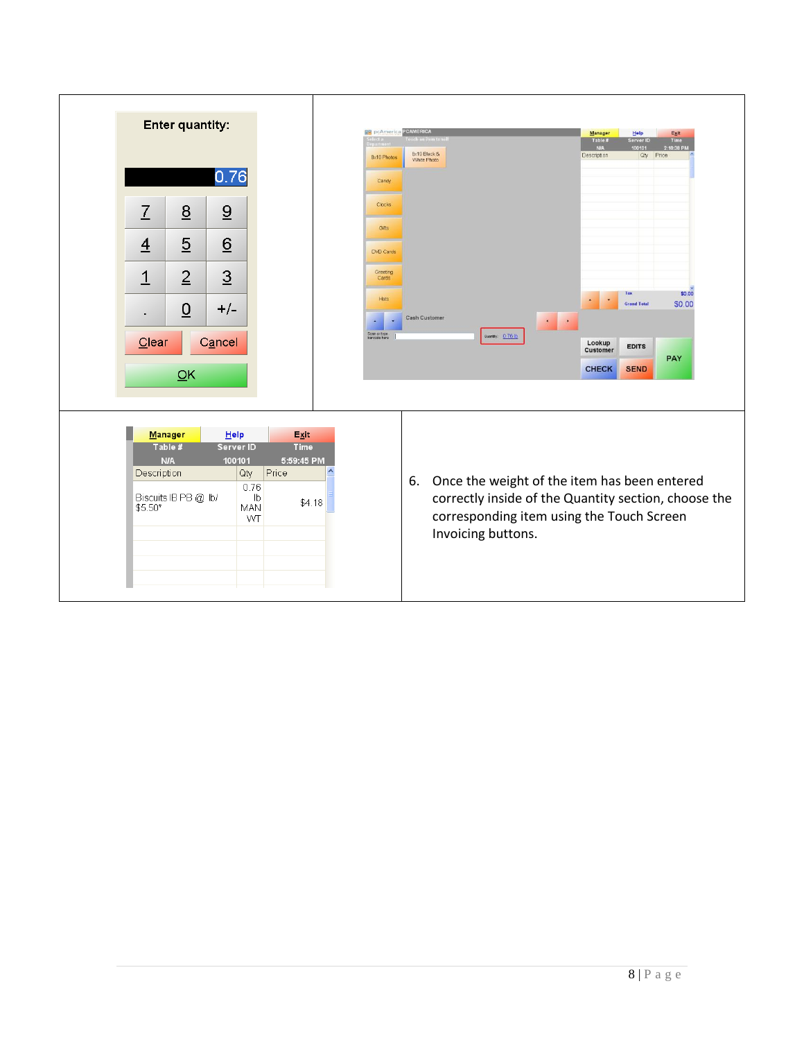6. Once the weight of the item has been entered correctly inside of the Quantity section, choose the corresponding item using the Touch Screen Invoicing buttons.